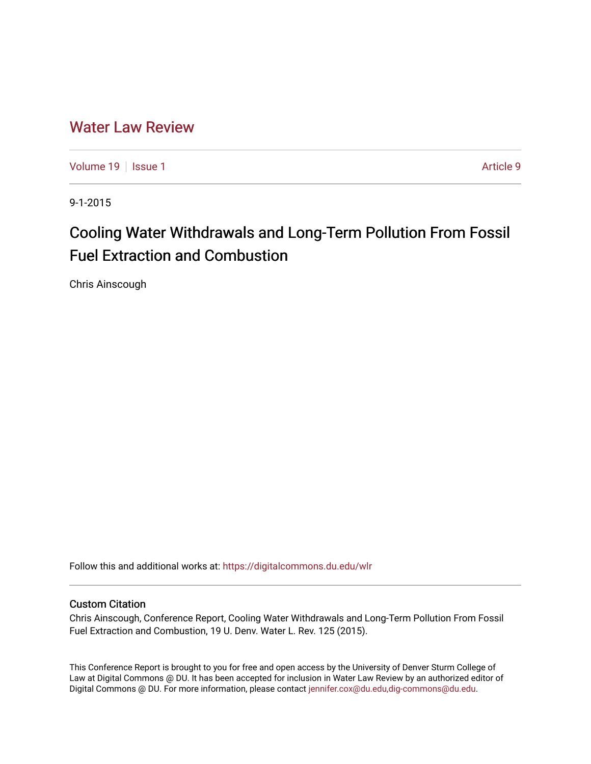# Water Law Review

Volume 19 | Issue 1 | Article 9

9-1-2015

## Cooling Water Withdrawals and Long-Term Pollution From Fossil Fuel Extraction and Combustion

Chris Ainscough

Follow this and additional works at: https://digitalcommons.du.edu/wlr

### Custom Citation

Chris Ainscough, Conference Report, Cooling Water Withdrawals and Long-Term Pollution From Fossil Fuel Extraction and Combustion, 19 U. Denv. Water L. Rev. 125 (2015).

This Conference Report is brought to you for free and open access by the University of Denver Sturm College of Law at Digital Commons @ DU. It has been accepted for inclusion in Water Law Review by an authorized editor of Digital Commons @ DU. For more information, please contact jennifer.cox@du.edu,dig-commons@du.edu.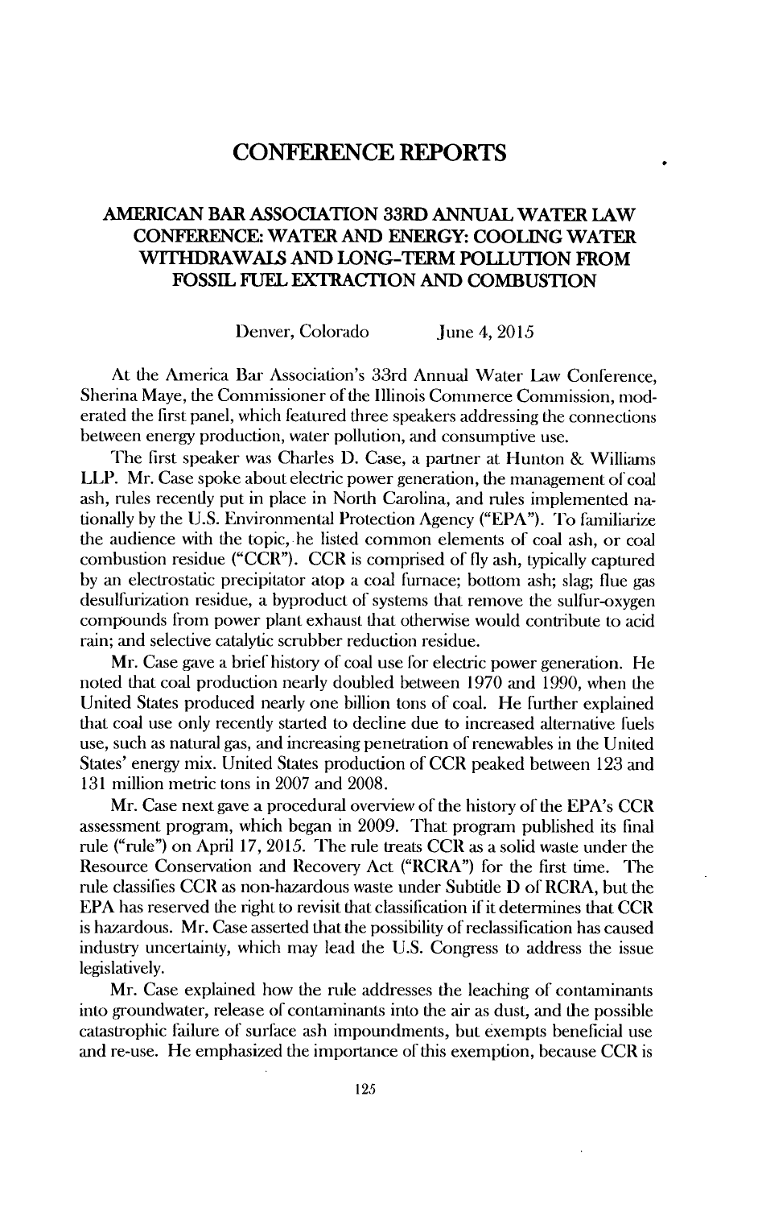# CONFERENCE REPORTS

## AMERICAN BAR ASSOCIATION 33RD ANNUAL WATER LAW CONFERENCE: WATER AND ENERGY: COOLING WATER WITHDRAWALS AND LONG-TERM POLLUTION FROM FOSSIL FUEL EXTRACTION AND COMBUSTION

Denver, Colorado June 4, 2015

At the America Bar Association's 33rd Annual Water Law Conference, Sherina Maye, the Commissioner of the Illinois Commerce Commission, moderated the first panel, which featured three speakers addressing the connections between energy production, water pollution, and consumptive use.

The first speaker was Charles D. Case, a partner at Hunton & Williams LLP. Mr. Case spoke about electric power generation, the management of coal ash, rules recently put in place in North Carolina, and rules implemented nationally by the U.S. Environmental Protection Agency ("EPA"). To familiarize the audience with the topic, he listed common elements of coal ash, or coal combustion residue ("CCR"). CCR is comprised of fly ash, typically captured by an electrostatic precipitator atop a coal furnace; bottom ash; slag; flue gas desulfurization residue, a byproduct of systems that remove the sulfur-oxygen compounds from power plant exhaust that otherwise would contribute to acid rain; and selective catalytic scrubber reduction residue.

Mr. Case gave a brief history of coal use for electric power generation. He noted that coal production nearly doubled between 1970 and 1990, when the United States produced nearly one billion tons of coal. He further explained that coal use only recently started to decline due to increased alternative fuels use, such as natural gas, and increasing penetration of renewables in the United States' energy mix. United States production of CCR peaked between 123 and 131 million metric tons in 2007 and 2008.

Mr. Case next gave a procedural overview of the history of the EPA's CCR assessment program, which began in 2009. That program published its final rule ("rule") on April 17, 2015. The rule treats CCR as a solid waste under the Resource Conservation and Recovery Act ("RCRA") for the first time. The rule classifies CCR as non-hazardous waste under Subtitle D of RCRA, but the EPA has reserved the right to revisit that classification if it determines that CCR is hazardous. Mr. Case asserted that the possibility of reclassification has caused industry uncertainty, which may lead the U.S. Congress to address the issue legislatively.

Mr. Case explained how the rule addresses the leaching of contaminants into groundwater, release of contaminants into the air as dust, and the possible catastrophic failure of surface ash impoundments, but exempts beneficial use and re-use. He emphasized the importance of this exemption, because CCR is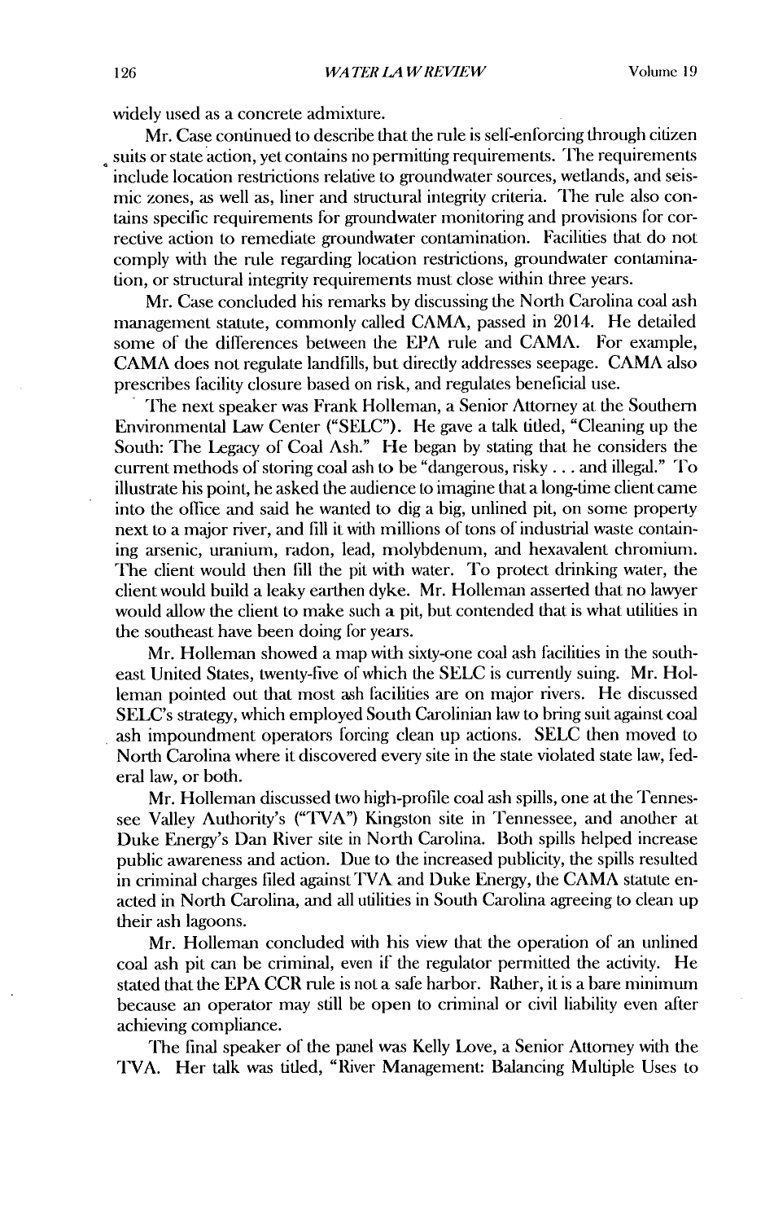widely used as a concrete admixture.

Mr. Case continued to describe that the rule is self-enforcing through citizen suits or state action, yet contains no permitting requirements. The requirements include location restrictions relative to groundwater sources, wetlands, and seismic zones, as well as, liner and structural integrity criteria. The rule also contains specific requirements for groundwater monitoring and provisions for corrective action to remediate groundwater contamination. Facilities that do not comply with the rule regarding location restrictions, groundwater contamination, or structural integrity requirements must close within three years.

Mr. Case concluded his remarks by discussing the North Carolina coal ash management statute, commonly called CAMA, passed in 2014. He detailed some of the differences between the EPA rule and CAMA. For example, CAMA does not regulate landfills, but directly addresses seepage. CAMA also prescribes facility closure based on risk, and regulates beneficial use.

The next speaker was Frank Holleman, a Senior Attorney at the Southern Environmental Law Center ("SELC"). He gave a talk titled, "Cleaning up the South: The Legacy of Coal Ash." He began by stating that he considers the current methods of storing coal ash to be "dangerous, risky . . . and illegal." To illustrate his point, he asked the audience to imagine that a long-time client came into the office and said he wanted to dig a big, unlined pit, on some property next to a major river, and fill it with millions of tons of industrial waste containing arsenic, uranium, radon, lead, molybdenum, and hexavalent chromium. The client would then fill the pit with water. To protect drinking water, the client would build a leaky earthen dyke. Mr. Holleman asserted that no lawyer would allow the client to make such a pit, but contended that is what utilities in the southeast have been doing for years.

Mr. Holleman showed a map with sixty-one coal ash facilities in the southeast United States, twenty-five of which the SELC is currently suing. Mr. Holleman pointed out that most ash facilities are on major rivers. He discussed SELC's strategy, which employed South Carolinian law to bring suit against coal ash impoundment operators forcing clean up actions. SELC then moved to North Carolina where it discovered every site in the state violated state law, federal law, or both.

Mr. Holleman discussed two high-profile coal ash spills, one at the Tennessee Valley Authority's ("TVA") Kingston site in Tennessee, and another at Duke Energy's Dan River site in North Carolina. Both spills helped increase public awareness and action. Due to the increased publicity, the spills resulted in criminal charges filed against TVA and Duke Energy, the CAMA statute enacted in North Carolina, and all utilities in South Carolina agreeing to clean up their ash lagoons.

Mr. Holleman concluded with his view that the operation of an unlined coal ash pit can be criminal, even if the regulator permitted the activity. He stated that the EPA CCR rule is not a safe harbor. Rather, it is a bare minimum because an operator may still be open to criminal or civil liability even after achieving compliance.

The final speaker of the panel was Kelly Love, a Senior Attorney with the TVA. Her talk was titled, "River Management: Balancing Multiple Uses to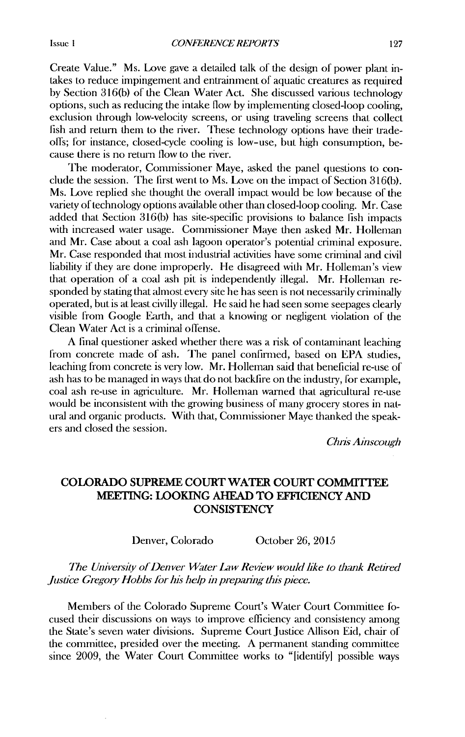Create Value." Ms. Love gave a detailed talk of the design of power plant intakes to reduce impingement and entrainment of aquatic creatures as required by Section 316(b) of the Clean Water Act. She discussed various technology options, such as reducing the intake flow by implementing closed-loop cooling, exclusion through low-velocity screens, or using traveling screens that collect fish and return them to the river. These technology options have their trade-offs; for instance, closed-cycle cooling is low-use, but high consumption, because there is no return flow to the river.

The moderator, Commissioner Maye, asked the panel questions to conclude the session. The first went to Ms. Love on the impact of Section 316(b). Ms. Love replied she thought the overall impact would be low because of the variety of technology options available other than closed-loop cooling. Mr. Case added that Section 316(b) has site-specific provisions to balance fish impacts with increased water usage. Commissioner Maye then asked Mr. Holleman and Mr. Case about a coal ash lagoon operator's potential criminal exposure. Mr. Case responded that most industrial activities have some criminal and civil liability if they are done improperly. He disagreed with Mr. Holleman's view that operation of a coal ash pit is independently illegal. Mr. Holleman responded by stating that almost every site he has seen is not necessarily criminally operated, but is at least civilly illegal. He said he had seen some seepages clearly visible from Google Earth, and that a knowing or negligent violation of the Clean Water Act is a criminal offense.

A final questioner asked whether there was a risk of contaminant leaching from concrete made of ash. The panel confirmed, based on EPA studies, leaching from concrete is very low. Mr. Holleman said that beneficial re-use of ash has to be managed in ways that do not backfire on the industry, for example, coal ash re-use in agriculture. Mr. Holleman warned that agricultural re-use would be inconsistent with the growing business of many grocery stores in natural and organic products. With that, Commissioner Maye thanked the speakers and closed the session.

*Chris Ainscough*

## COLORADO SUPREME COURT WATER COURT COMMITTEE MEETING: LOOKING AHEAD TO EFFICIENCY AND CONSISTENCY

Denver, Colorado October 26, 2015

*The University of Denver Water Law Review would like to thank Retired Justice Gregory Hobbs for his help in preparing this piece.*

Members of the Colorado Supreme Court's Water Court Committee focused their discussions on ways to improve efficiency and consistency among the State's seven water divisions. Supreme Court Justice Allison Eid, chair of the committee, presided over the meeting. A permanent standing committee since 2009, the Water Court Committee works to "[identify] possible ways